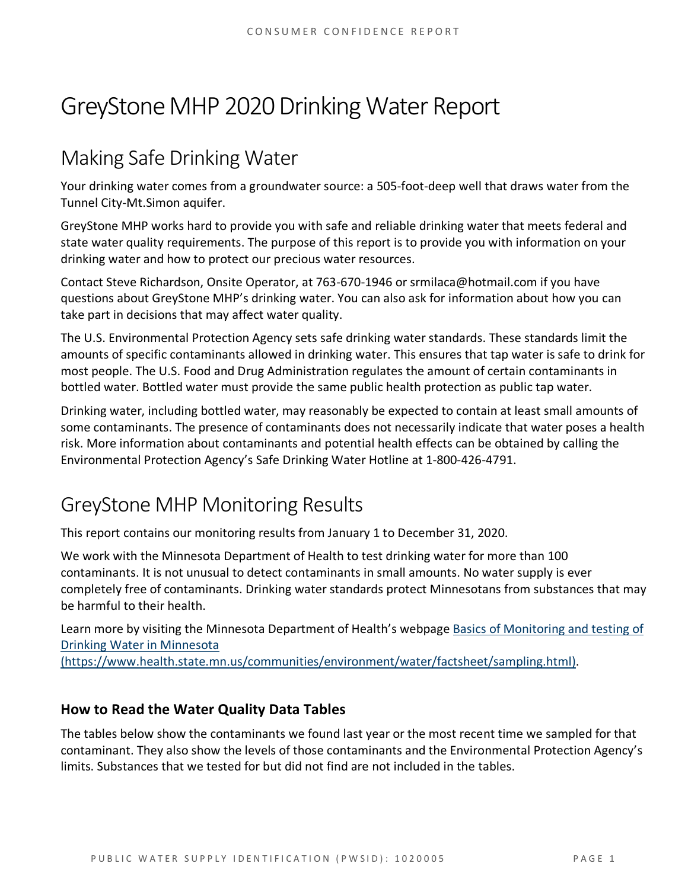# GreyStone MHP 2020 Drinking Water Report

## Making Safe Drinking Water

Your drinking water comes from a groundwater source: a 505-foot-deep well that draws water from the Tunnel City-Mt.Simon aquifer.

GreyStone MHP works hard to provide you with safe and reliable drinking water that meets federal and state water quality requirements. The purpose of this report is to provide you with information on your drinking water and how to protect our precious water resources.

Contact Steve Richardson, Onsite Operator, at 763-670-1946 or srmilaca@hotmail.com if you have questions about GreyStone MHP's drinking water. You can also ask for information about how you can take part in decisions that may affect water quality.

The U.S. Environmental Protection Agency sets safe drinking water standards. These standards limit the amounts of specific contaminants allowed in drinking water. This ensures that tap water is safe to drink for most people. The U.S. Food and Drug Administration regulates the amount of certain contaminants in bottled water. Bottled water must provide the same public health protection as public tap water.

Drinking water, including bottled water, may reasonably be expected to contain at least small amounts of some contaminants. The presence of contaminants does not necessarily indicate that water poses a health risk. More information about contaminants and potential health effects can be obtained by calling the Environmental Protection Agency's Safe Drinking Water Hotline at 1-800-426-4791.

## GreyStone MHP Monitoring Results

This report contains our monitoring results from January 1 to December 31, 2020.

We work with the Minnesota Department of Health to test drinking water for more than 100 contaminants. It is not unusual to detect contaminants in small amounts. No water supply is ever completely free of contaminants. Drinking water standards protect Minnesotans from substances that may be harmful to their health.

Learn more by visiting the Minnesota Department of Health's webpage [Basics of Monitoring and testing of Drinking Water in Minnesota (https://www.health.state.mn.us/communities/environment/water/factsheet/sampling.html)](https://www.health.state.mn.us/communities/environment/water/factsheet/sampling.html).

### How to Read the Water Quality Data Tables

The tables below show the contaminants we found last year or the most recent time we sampled for that contaminant. They also show the levels of those contaminants and the Environmental Protection Agency's limits. Substances that we tested for but did not find are not included in the tables.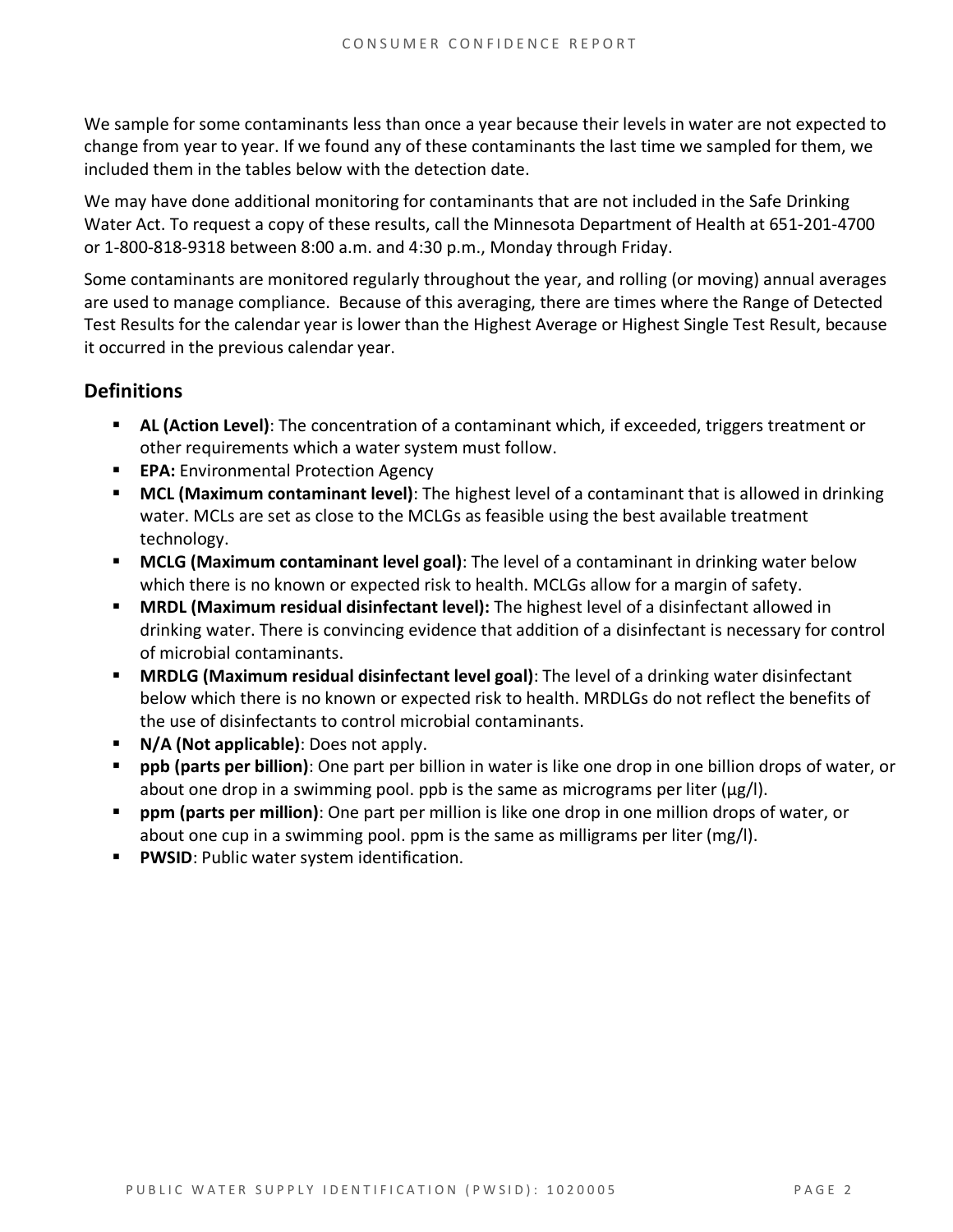We sample for some contaminants less than once a year because their levels in water are not expected to change from year to year. If we found any of these contaminants the last time we sampled for them, we included them in the tables below with the detection date.

We may have done additional monitoring for contaminants that are not included in the Safe Drinking Water Act. To request a copy of these results, call the Minnesota Department of Health at 651-201-4700 or 1-800-818-9318 between 8:00 a.m. and 4:30 p.m., Monday through Friday.

Some contaminants are monitored regularly throughout the year, and rolling (or moving) annual averages are used to manage compliance. Because of this averaging, there are times where the Range of Detected Test Results for the calendar year is lower than the Highest Average or Highest Single Test Result, because it occurred in the previous calendar year.

## Definitions

- **AL (Action Level)**: The concentration of a contaminant which, if exceeded, triggers treatment or other requirements which a water system must follow.
- **EPA:** Environmental Protection Agency
- **MCL (Maximum contaminant level)**: The highest level of a contaminant that is allowed in drinking water. MCLs are set as close to the MCLGs as feasible using the best available treatment technology.
- **MCLG (Maximum contaminant level goal)**: The level of a contaminant in drinking water below which there is no known or expected risk to health. MCLGs allow for a margin of safety.
- **MRDL (Maximum residual disinfectant level):** The highest level of a disinfectant allowed in drinking water. There is convincing evidence that addition of a disinfectant is necessary for control of microbial contaminants.
- **MRDLG (Maximum residual disinfectant level goal)**: The level of a drinking water disinfectant below which there is no known or expected risk to health. MRDLGs do not reflect the benefits of the use of disinfectants to control microbial contaminants.
- **N/A (Not applicable)**: Does not apply.
- **ppb (parts per billion)**: One part per billion in water is like one drop in one billion drops of water, or about one drop in a swimming pool. ppb is the same as micrograms per liter (μg/l).
- **ppm (parts per million)**: One part per million is like one drop in one million drops of water, or about one cup in a swimming pool. ppm is the same as milligrams per liter (mg/l).
- **PWSID**: Public water system identification.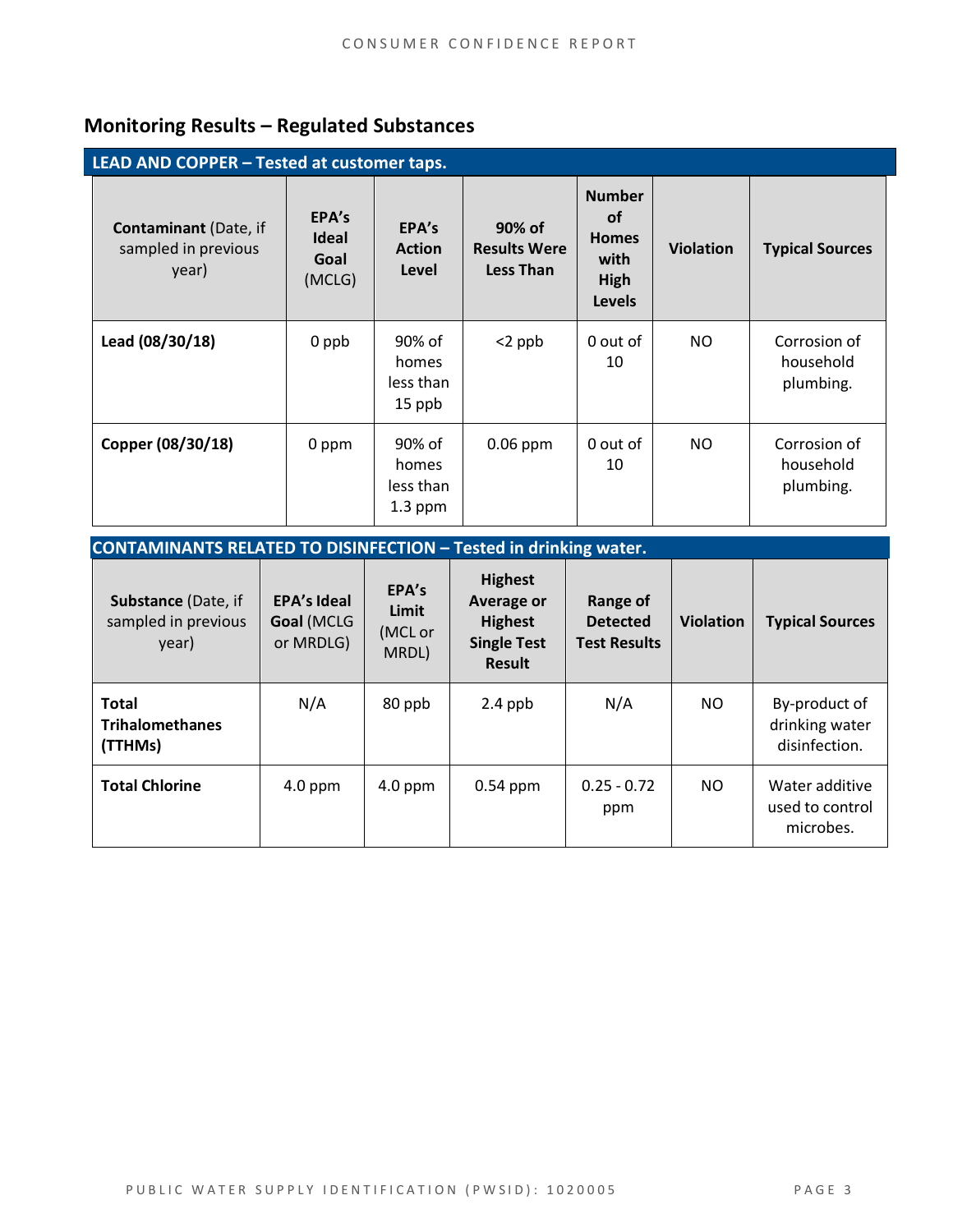## Monitoring Results – Regulated Substances

**LEAD AND COPPER – Tested at customer taps.**

| **Contaminant** (Date, if sampled in previous year) | **EPA's Ideal Goal** (MCLG) | **EPA's Action Level** | **90% of Results Were Less Than** | **Number of Homes with High Levels** | **Violation** | **Typical Sources** |
|---|---|---|---|---|---|---|
| **Lead (08/30/18)** | 0 ppb | 90% of homes less than 15 ppb | <2 ppb | 0 out of 10 | NO | Corrosion of household plumbing. |
| **Copper (08/30/18)** | 0 ppm | 90% of homes less than 1.3 ppm | 0.06 ppm | 0 out of 10 | NO | Corrosion of household plumbing. |

**CONTAMINANTS RELATED TO DISINFECTION – Tested in drinking water.**

| **Substance** (Date, if sampled in previous year) | **EPA's Ideal Goal** (MCLG or MRDLG) | **EPA's Limit** (MCL or MRDL) | **Highest Average or Highest Single Test Result** | **Range of Detected Test Results** | **Violation** | **Typical Sources** |
|---|---|---|---|---|---|---|
| **Total Trihalomethanes (TTHMs)** | N/A | 80 ppb | 2.4 ppb | N/A | NO | By-product of drinking water disinfection. |
| **Total Chlorine** | 4.0 ppm | 4.0 ppm | 0.54 ppm | 0.25 - 0.72 ppm | NO | Water additive used to control microbes. |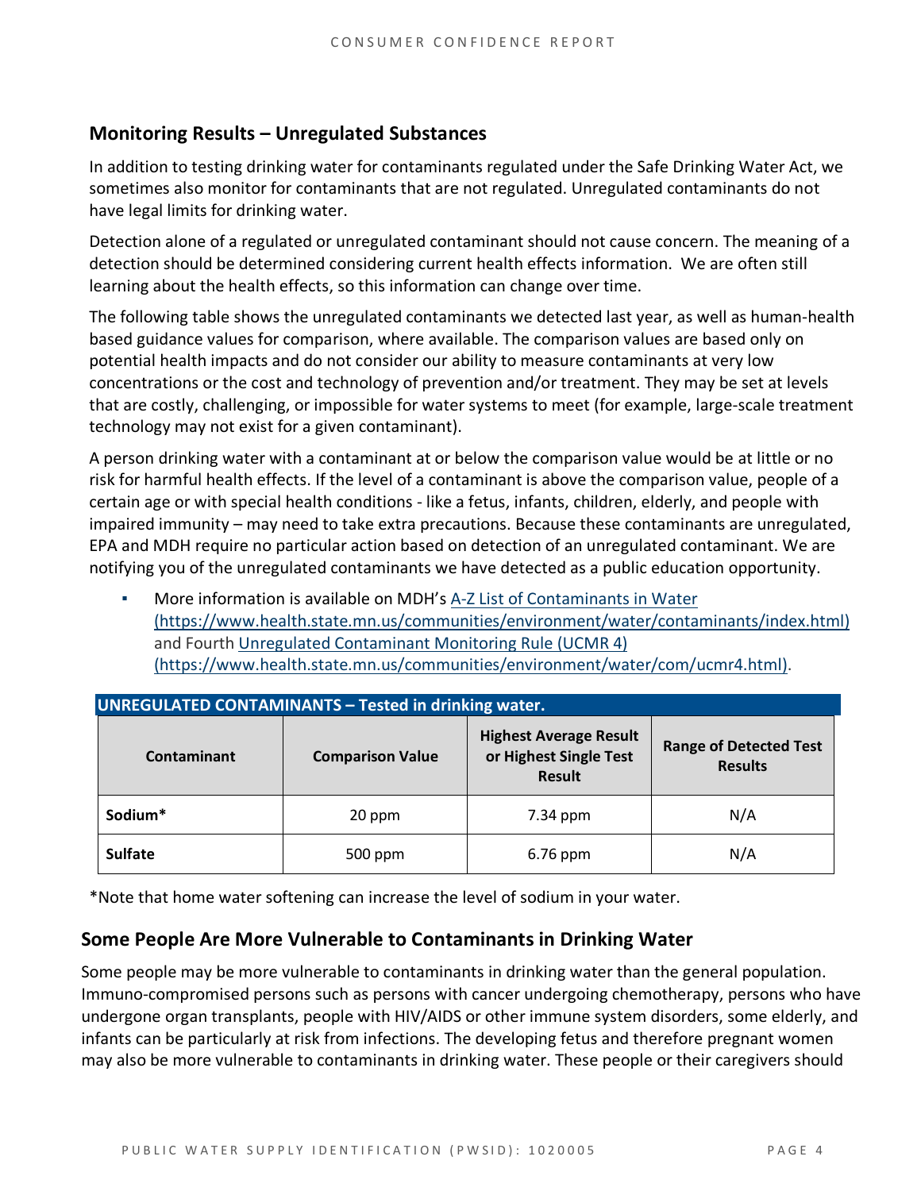## Monitoring Results – Unregulated Substances

In addition to testing drinking water for contaminants regulated under the Safe Drinking Water Act, we sometimes also monitor for contaminants that are not regulated. Unregulated contaminants do not have legal limits for drinking water.

Detection alone of a regulated or unregulated contaminant should not cause concern. The meaning of a detection should be determined considering current health effects information. We are often still learning about the health effects, so this information can change over time.

The following table shows the unregulated contaminants we detected last year, as well as human-health based guidance values for comparison, where available. The comparison values are based only on potential health impacts and do not consider our ability to measure contaminants at very low concentrations or the cost and technology of prevention and/or treatment. They may be set at levels that are costly, challenging, or impossible for water systems to meet (for example, large-scale treatment technology may not exist for a given contaminant).

A person drinking water with a contaminant at or below the comparison value would be at little or no risk for harmful health effects. If the level of a contaminant is above the comparison value, people of a certain age or with special health conditions - like a fetus, infants, children, elderly, and people with impaired immunity – may need to take extra precautions. Because these contaminants are unregulated, EPA and MDH require no particular action based on detection of an unregulated contaminant. We are notifying you of the unregulated contaminants we have detected as a public education opportunity.

- More information is available on MDH's A-Z List of Contaminants in Water (https://www.health.state.mn.us/communities/environment/water/contaminants/index.html) and Fourth Unregulated Contaminant Monitoring Rule (UCMR 4) (https://www.health.state.mn.us/communities/environment/water/com/ucmr4.html).

**UNREGULATED CONTAMINANTS – Tested in drinking water.**

| Contaminant | Comparison Value | Highest Average Result or Highest Single Test Result | Range of Detected Test Results |
|---|---|---|---|
| **Sodium*** | 20 ppm | 7.34 ppm | N/A |
| **Sulfate** | 500 ppm | 6.76 ppm | N/A |

*Note that home water softening can increase the level of sodium in your water.

## Some People Are More Vulnerable to Contaminants in Drinking Water

Some people may be more vulnerable to contaminants in drinking water than the general population. Immuno-compromised persons such as persons with cancer undergoing chemotherapy, persons who have undergone organ transplants, people with HIV/AIDS or other immune system disorders, some elderly, and infants can be particularly at risk from infections. The developing fetus and therefore pregnant women may also be more vulnerable to contaminants in drinking water. These people or their caregivers should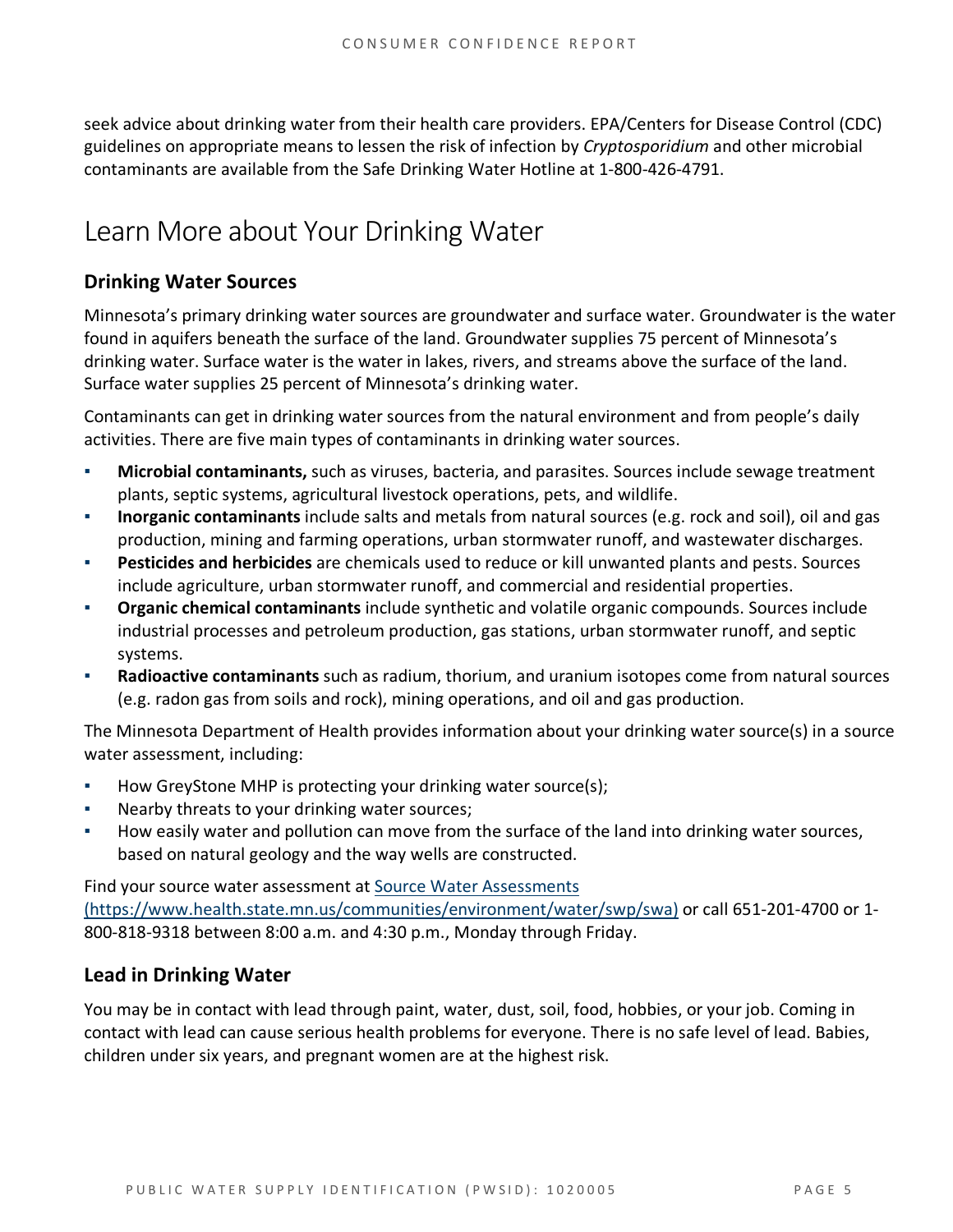seek advice about drinking water from their health care providers. EPA/Centers for Disease Control (CDC) guidelines on appropriate means to lessen the risk of infection by *Cryptosporidium* and other microbial contaminants are available from the Safe Drinking Water Hotline at 1-800-426-4791.

# Learn More about Your Drinking Water

## Drinking Water Sources

Minnesota's primary drinking water sources are groundwater and surface water. Groundwater is the water found in aquifers beneath the surface of the land. Groundwater supplies 75 percent of Minnesota's drinking water. Surface water is the water in lakes, rivers, and streams above the surface of the land. Surface water supplies 25 percent of Minnesota's drinking water.

Contaminants can get in drinking water sources from the natural environment and from people's daily activities. There are five main types of contaminants in drinking water sources.

- **Microbial contaminants,** such as viruses, bacteria, and parasites. Sources include sewage treatment plants, septic systems, agricultural livestock operations, pets, and wildlife.
- **Inorganic contaminants** include salts and metals from natural sources (e.g. rock and soil), oil and gas production, mining and farming operations, urban stormwater runoff, and wastewater discharges.
- **Pesticides and herbicides** are chemicals used to reduce or kill unwanted plants and pests. Sources include agriculture, urban stormwater runoff, and commercial and residential properties.
- **Organic chemical contaminants** include synthetic and volatile organic compounds. Sources include industrial processes and petroleum production, gas stations, urban stormwater runoff, and septic systems.
- **Radioactive contaminants** such as radium, thorium, and uranium isotopes come from natural sources (e.g. radon gas from soils and rock), mining operations, and oil and gas production.

The Minnesota Department of Health provides information about your drinking water source(s) in a source water assessment, including:

- How GreyStone MHP is protecting your drinking water source(s);
- Nearby threats to your drinking water sources;
- How easily water and pollution can move from the surface of the land into drinking water sources, based on natural geology and the way wells are constructed.

Find your source water assessment at [Source Water Assessments (https://www.health.state.mn.us/communities/environment/water/swp/swa)](https://www.health.state.mn.us/communities/environment/water/swp/swa) or call 651-201-4700 or 1-800-818-9318 between 8:00 a.m. and 4:30 p.m., Monday through Friday.

## Lead in Drinking Water

You may be in contact with lead through paint, water, dust, soil, food, hobbies, or your job. Coming in contact with lead can cause serious health problems for everyone. There is no safe level of lead. Babies, children under six years, and pregnant women are at the highest risk.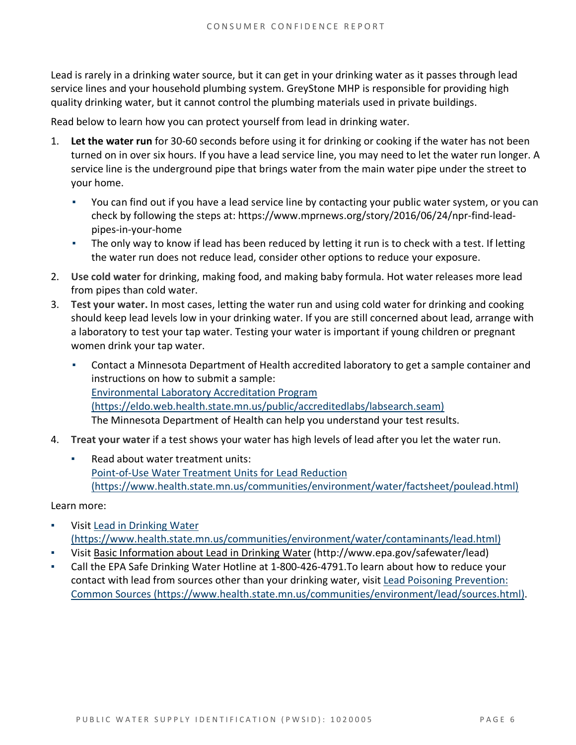Lead is rarely in a drinking water source, but it can get in your drinking water as it passes through lead service lines and your household plumbing system. GreyStone MHP is responsible for providing high quality drinking water, but it cannot control the plumbing materials used in private buildings.

Read below to learn how you can protect yourself from lead in drinking water.

1. **Let the water run** for 30-60 seconds before using it for drinking or cooking if the water has not been turned on in over six hours. If you have a lead service line, you may need to let the water run longer. A service line is the underground pipe that brings water from the main water pipe under the street to your home.
   - You can find out if you have a lead service line by contacting your public water system, or you can check by following the steps at: https://www.mprnews.org/story/2016/06/24/npr-find-lead-pipes-in-your-home
   - The only way to know if lead has been reduced by letting it run is to check with a test. If letting the water run does not reduce lead, consider other options to reduce your exposure.
2. **Use cold water** for drinking, making food, and making baby formula. Hot water releases more lead from pipes than cold water.
3. **Test your water.** In most cases, letting the water run and using cold water for drinking and cooking should keep lead levels low in your drinking water. If you are still concerned about lead, arrange with a laboratory to test your tap water. Testing your water is important if young children or pregnant women drink your tap water.
   - Contact a Minnesota Department of Health accredited laboratory to get a sample container and instructions on how to submit a sample:
     Environmental Laboratory Accreditation Program (https://eldo.web.health.state.mn.us/public/accreditedlabs/labsearch.seam)
     The Minnesota Department of Health can help you understand your test results.
4. **Treat your water** if a test shows your water has high levels of lead after you let the water run.
   - Read about water treatment units:
     Point-of-Use Water Treatment Units for Lead Reduction (https://www.health.state.mn.us/communities/environment/water/factsheet/poulead.html)

Learn more:

- Visit Lead in Drinking Water (https://www.health.state.mn.us/communities/environment/water/contaminants/lead.html)
- Visit Basic Information about Lead in Drinking Water (http://www.epa.gov/safewater/lead)
- Call the EPA Safe Drinking Water Hotline at 1-800-426-4791.To learn about how to reduce your contact with lead from sources other than your drinking water, visit Lead Poisoning Prevention: Common Sources (https://www.health.state.mn.us/communities/environment/lead/sources.html).